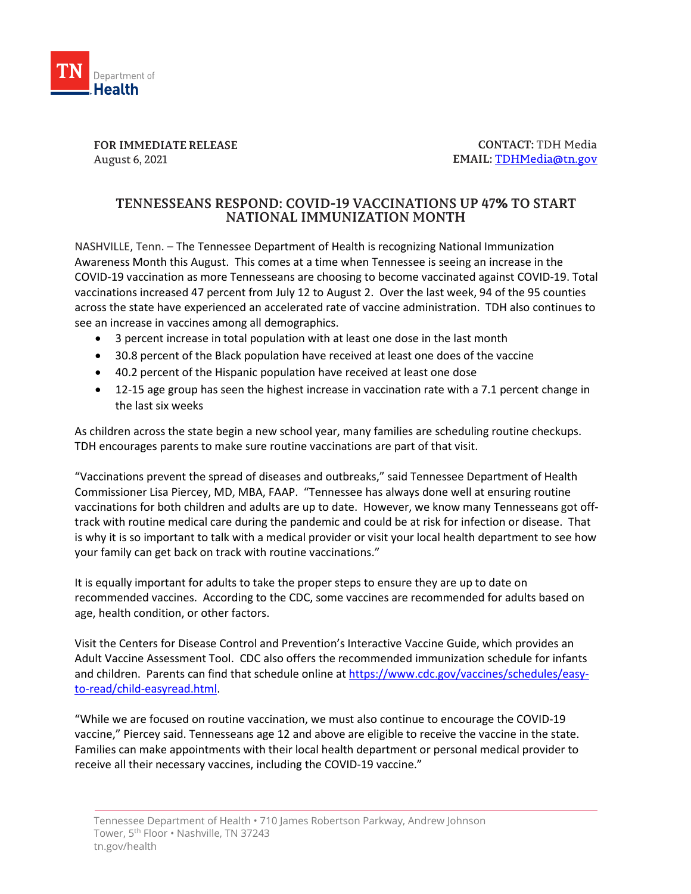TN Department of Health

**FOR IMMEDIATE RELEASE**
August 6, 2021

**CONTACT:** TDH Media
**EMAIL:** [TDHMedia@tn.gov](mailto:TDHMedia@tn.gov)

# TENNESSEANS RESPOND: COVID-19 VACCINATIONS UP 47% TO START NATIONAL IMMUNIZATION MONTH

NASHVILLE, Tenn. – The Tennessee Department of Health is recognizing National Immunization Awareness Month this August. This comes at a time when Tennessee is seeing an increase in the COVID-19 vaccination as more Tennesseans are choosing to become vaccinated against COVID-19. Total vaccinations increased 47 percent from July 12 to August 2. Over the last week, 94 of the 95 counties across the state have experienced an accelerated rate of vaccine administration. TDH also continues to see an increase in vaccines among all demographics.

- 3 percent increase in total population with at least one dose in the last month
- 30.8 percent of the Black population have received at least one does of the vaccine
- 40.2 percent of the Hispanic population have received at least one dose
- 12-15 age group has seen the highest increase in vaccination rate with a 7.1 percent change in the last six weeks

As children across the state begin a new school year, many families are scheduling routine checkups. TDH encourages parents to make sure routine vaccinations are part of that visit.

"Vaccinations prevent the spread of diseases and outbreaks," said Tennessee Department of Health Commissioner Lisa Piercey, MD, MBA, FAAP. "Tennessee has always done well at ensuring routine vaccinations for both children and adults are up to date. However, we know many Tennesseans got off-track with routine medical care during the pandemic and could be at risk for infection or disease. That is why it is so important to talk with a medical provider or visit your local health department to see how your family can get back on track with routine vaccinations."

It is equally important for adults to take the proper steps to ensure they are up to date on recommended vaccines. According to the CDC, some vaccines are recommended for adults based on age, health condition, or other factors.

Visit the Centers for Disease Control and Prevention's Interactive Vaccine Guide, which provides an Adult Vaccine Assessment Tool. CDC also offers the recommended immunization schedule for infants and children. Parents can find that schedule online at [https://www.cdc.gov/vaccines/schedules/easy-to-read/child-easyread.html](https://www.cdc.gov/vaccines/schedules/easy-to-read/child-easyread.html).

"While we are focused on routine vaccination, we must also continue to encourage the COVID-19 vaccine," Piercey said. Tennesseans age 12 and above are eligible to receive the vaccine in the state. Families can make appointments with their local health department or personal medical provider to receive all their necessary vaccines, including the COVID-19 vaccine."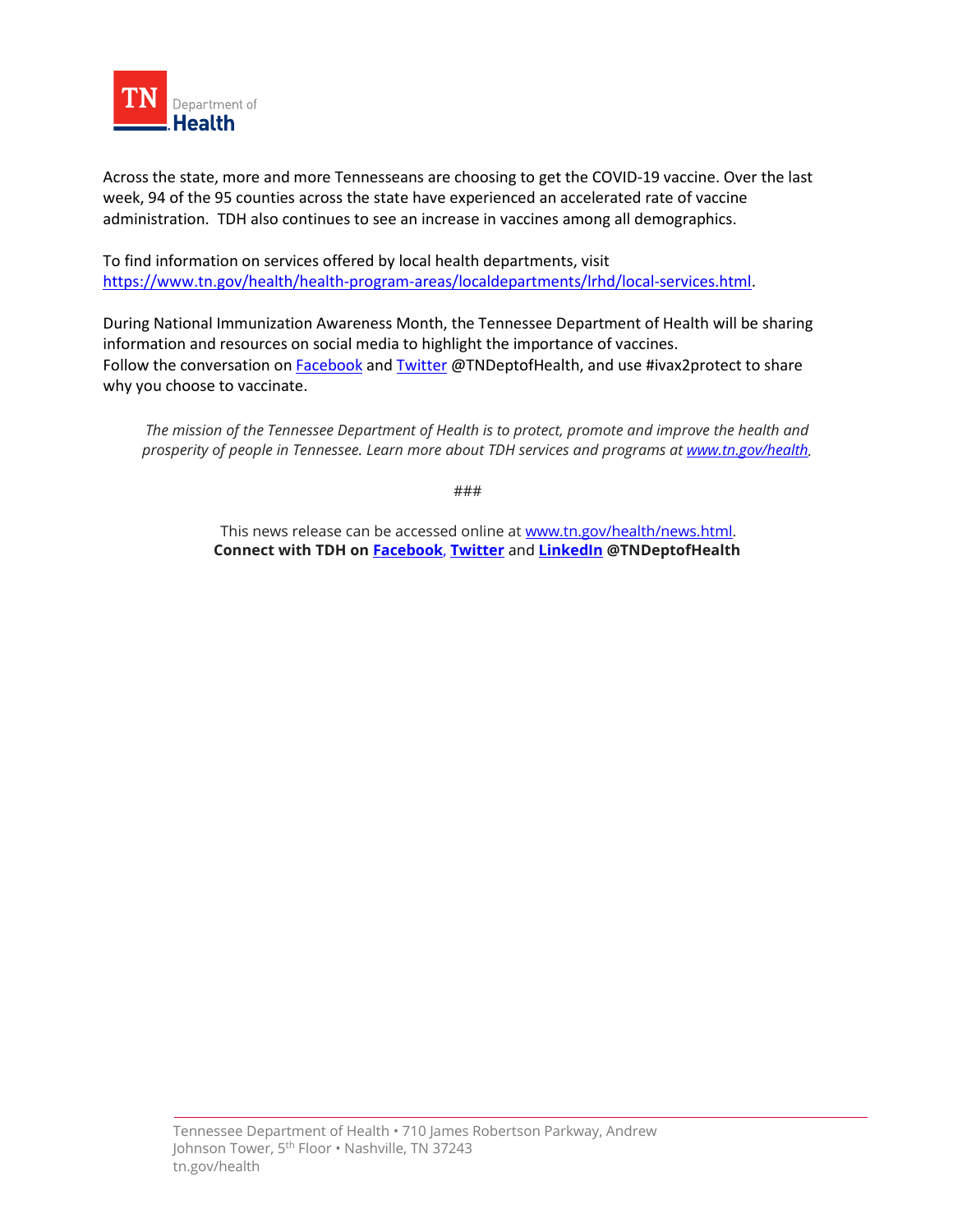Across the state, more and more Tennesseans are choosing to get the COVID-19 vaccine. Over the last week, 94 of the 95 counties across the state have experienced an accelerated rate of vaccine administration. TDH also continues to see an increase in vaccines among all demographics.

To find information on services offered by local health departments, visit https://www.tn.gov/health/health-program-areas/localdepartments/lrhd/local-services.html.

During National Immunization Awareness Month, the Tennessee Department of Health will be sharing information and resources on social media to highlight the importance of vaccines. Follow the conversation on Facebook and Twitter @TNDeptofHealth, and use #ivax2protect to share why you choose to vaccinate.

*The mission of the Tennessee Department of Health is to protect, promote and improve the health and prosperity of people in Tennessee. Learn more about TDH services and programs at www.tn.gov/health.*

###

This news release can be accessed online at www.tn.gov/health/news.html.
**Connect with TDH on Facebook, Twitter and LinkedIn @TNDeptofHealth**

Tennessee Department of Health • 710 James Robertson Parkway, Andrew Johnson Tower, 5th Floor • Nashville, TN 37243
tn.gov/health